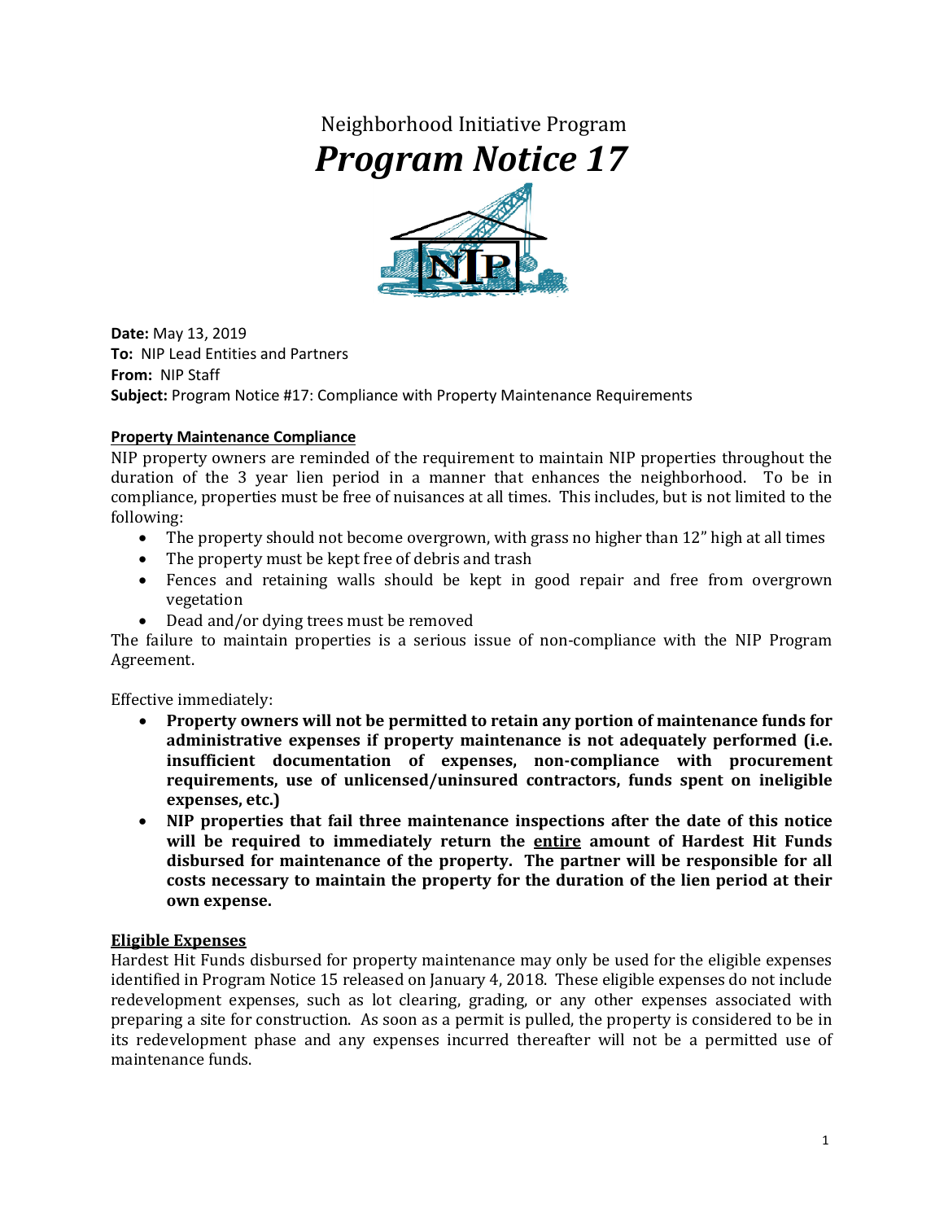Neighborhood Initiative Program

# *Program Notice 17*

**Date:** May 13, 2019
**To:** NIP Lead Entities and Partners
**From:** NIP Staff
**Subject:** Program Notice #17: Compliance with Property Maintenance Requirements

## Property Maintenance Compliance

NIP property owners are reminded of the requirement to maintain NIP properties throughout the duration of the 3 year lien period in a manner that enhances the neighborhood. To be in compliance, properties must be free of nuisances at all times. This includes, but is not limited to the following:

- The property should not become overgrown, with grass no higher than 12" high at all times
- The property must be kept free of debris and trash
- Fences and retaining walls should be kept in good repair and free from overgrown vegetation
- Dead and/or dying trees must be removed

The failure to maintain properties is a serious issue of non-compliance with the NIP Program Agreement.

Effective immediately:

- **Property owners will not be permitted to retain any portion of maintenance funds for administrative expenses if property maintenance is not adequately performed (i.e. insufficient documentation of expenses, non-compliance with procurement requirements, use of unlicensed/uninsured contractors, funds spent on ineligible expenses, etc.)**
- **NIP properties that fail three maintenance inspections after the date of this notice will be required to immediately return the <u>entire</u> amount of Hardest Hit Funds disbursed for maintenance of the property. The partner will be responsible for all costs necessary to maintain the property for the duration of the lien period at their own expense.**

## Eligible Expenses

Hardest Hit Funds disbursed for property maintenance may only be used for the eligible expenses identified in Program Notice 15 released on January 4, 2018. These eligible expenses do not include redevelopment expenses, such as lot clearing, grading, or any other expenses associated with preparing a site for construction. As soon as a permit is pulled, the property is considered to be in its redevelopment phase and any expenses incurred thereafter will not be a permitted use of maintenance funds.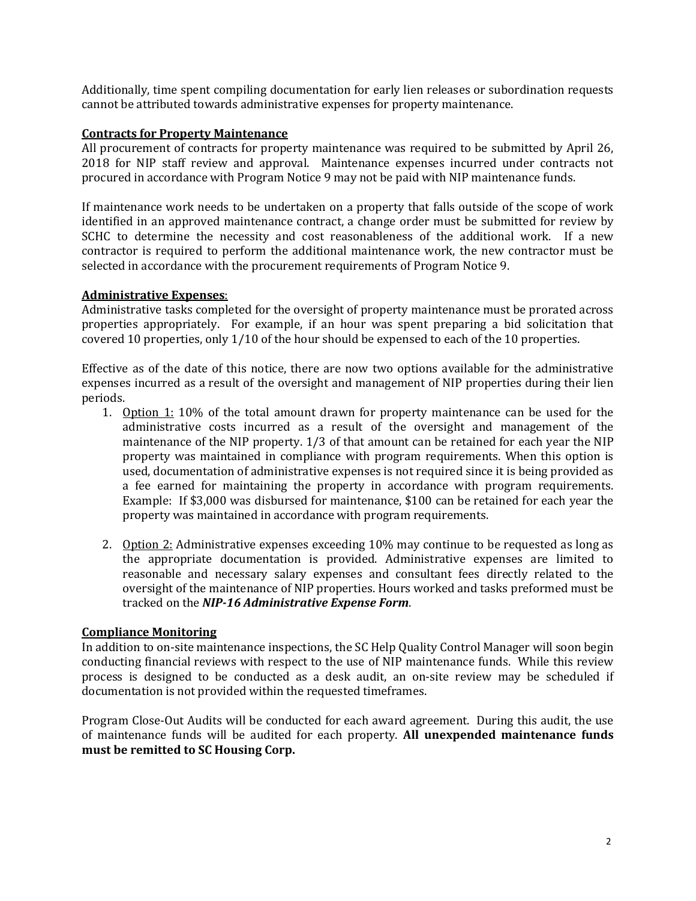Additionally, time spent compiling documentation for early lien releases or subordination requests cannot be attributed towards administrative expenses for property maintenance.

**Contracts for Property Maintenance**

All procurement of contracts for property maintenance was required to be submitted by April 26, 2018 for NIP staff review and approval. Maintenance expenses incurred under contracts not procured in accordance with Program Notice 9 may not be paid with NIP maintenance funds.

If maintenance work needs to be undertaken on a property that falls outside of the scope of work identified in an approved maintenance contract, a change order must be submitted for review by SCHC to determine the necessity and cost reasonableness of the additional work. If a new contractor is required to perform the additional maintenance work, the new contractor must be selected in accordance with the procurement requirements of Program Notice 9.

**Administrative Expenses:**

Administrative tasks completed for the oversight of property maintenance must be prorated across properties appropriately. For example, if an hour was spent preparing a bid solicitation that covered 10 properties, only 1/10 of the hour should be expensed to each of the 10 properties.

Effective as of the date of this notice, there are now two options available for the administrative expenses incurred as a result of the oversight and management of NIP properties during their lien periods.

1. Option 1: 10% of the total amount drawn for property maintenance can be used for the administrative costs incurred as a result of the oversight and management of the maintenance of the NIP property. 1/3 of that amount can be retained for each year the NIP property was maintained in compliance with program requirements. When this option is used, documentation of administrative expenses is not required since it is being provided as a fee earned for maintaining the property in accordance with program requirements. Example: If $3,000 was disbursed for maintenance, $100 can be retained for each year the property was maintained in accordance with program requirements.

2. Option 2: Administrative expenses exceeding 10% may continue to be requested as long as the appropriate documentation is provided. Administrative expenses are limited to reasonable and necessary salary expenses and consultant fees directly related to the oversight of the maintenance of NIP properties. Hours worked and tasks preformed must be tracked on the ***NIP-16 Administrative Expense Form***.

**Compliance Monitoring**

In addition to on-site maintenance inspections, the SC Help Quality Control Manager will soon begin conducting financial reviews with respect to the use of NIP maintenance funds. While this review process is designed to be conducted as a desk audit, an on-site review may be scheduled if documentation is not provided within the requested timeframes.

Program Close-Out Audits will be conducted for each award agreement. During this audit, the use of maintenance funds will be audited for each property. **All unexpended maintenance funds must be remitted to SC Housing Corp.**